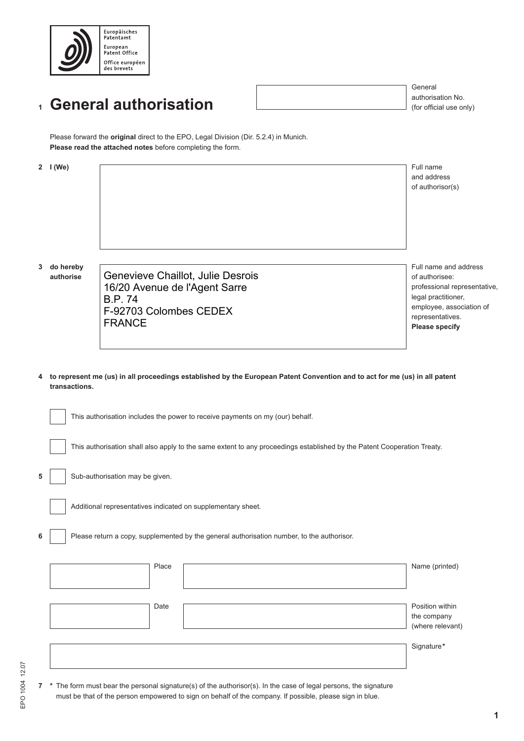Europäisches Patentamt
European Patent Office
Office européen des brevets

# 1 General authorisation

General authorisation No. (for official use only)

Please forward the **original** direct to the EPO, Legal Division (Dir. 5.2.4) in Munich.
**Please read the attached notes** before completing the form.

**2 I (We)**

Full name and address of authorisor(s)

**3 do hereby authorise**

Genevieve Chaillot, Julie Desrois
16/20 Avenue de l'Agent Sarre
B.P. 74
F-92703 Colombes CEDEX
FRANCE

Full name and address of authorisee: professional representative, legal practitioner, employee, association of representatives.
**Please specify**

**4 to represent me (us) in all proceedings established by the European Patent Convention and to act for me (us) in all patent transactions.**

☐ This authorisation includes the power to receive payments on my (our) behalf.

☐ This authorisation shall also apply to the same extent to any proceedings established by the Patent Cooperation Treaty.

**5** ☐ Sub-authorisation may be given.

☐ Additional representatives indicated on supplementary sheet.

**6** ☐ Please return a copy, supplemented by the general authorisation number, to the authorisor.

Place

Name (printed)

Date

Position within the company (where relevant)

Signature*

**7** * The form must bear the personal signature(s) of the authorisor(s). In the case of legal persons, the signature must be that of the person empowered to sign on behalf of the company. If possible, please sign in blue.

EPO 1004 12.07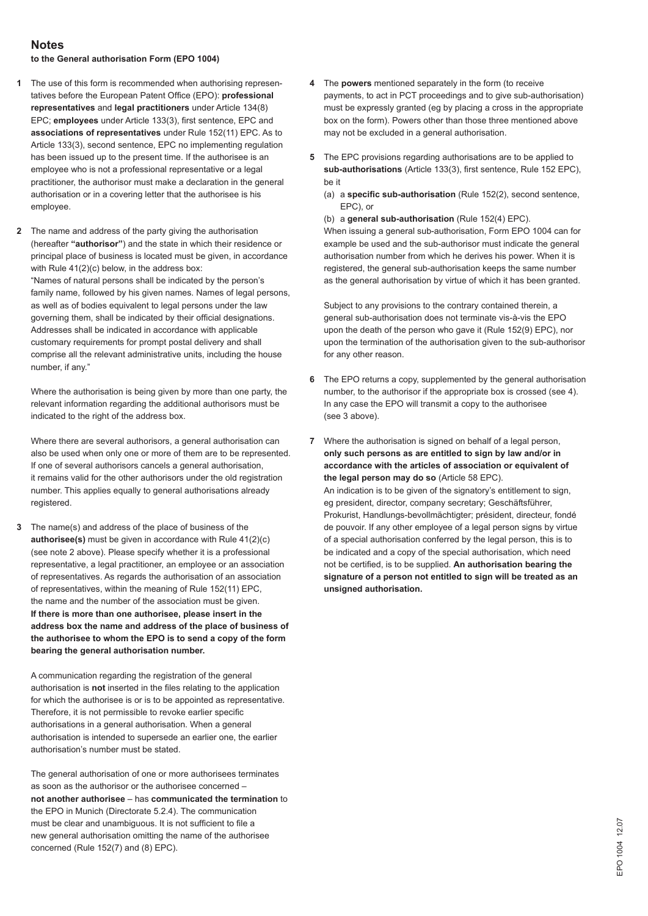## Notes

**to the General authorisation Form (EPO 1004)**

**1** The use of this form is recommended when authorising representatives before the European Patent Office (EPO): **professional representatives** and **legal practitioners** under Article 134(8) EPC; **employees** under Article 133(3), first sentence, EPC and **associations of representatives** under Rule 152(11) EPC. As to Article 133(3), second sentence, EPC no implementing regulation has been issued up to the present time. If the authorisee is an employee who is not a professional representative or a legal practitioner, the authorisor must make a declaration in the general authorisation or in a covering letter that the authorisee is his employee.

**2** The name and address of the party giving the authorisation (hereafter **"authorisor"**) and the state in which their residence or principal place of business is located must be given, in accordance with Rule 41(2)(c) below, in the address box:
"Names of natural persons shall be indicated by the person's family name, followed by his given names. Names of legal persons, as well as of bodies equivalent to legal persons under the law governing them, shall be indicated by their official designations. Addresses shall be indicated in accordance with applicable customary requirements for prompt postal delivery and shall comprise all the relevant administrative units, including the house number, if any."

Where the authorisation is being given by more than one party, the relevant information regarding the additional authorisors must be indicated to the right of the address box.

Where there are several authorisors, a general authorisation can also be used when only one or more of them are to be represented. If one of several authorisors cancels a general authorisation, it remains valid for the other authorisors under the old registration number. This applies equally to general authorisations already registered.

**3** The name(s) and address of the place of business of the **authorisee(s)** must be given in accordance with Rule 41(2)(c) (see note 2 above). Please specify whether it is a professional representative, a legal practitioner, an employee or an association of representatives. As regards the authorisation of an association of representatives, within the meaning of Rule 152(11) EPC, the name and the number of the association must be given. **If there is more than one authorisee, please insert in the address box the name and address of the place of business of the authorisee to whom the EPO is to send a copy of the form bearing the general authorisation number.**

A communication regarding the registration of the general authorisation is **not** inserted in the files relating to the application for which the authorisee is or is to be appointed as representative. Therefore, it is not permissible to revoke earlier specific authorisations in a general authorisation. When a general authorisation is intended to supersede an earlier one, the earlier authorisation's number must be stated.

The general authorisation of one or more authorisees terminates as soon as the authorisor or the authorisee concerned – **not another authorisee** – has **communicated the termination** to the EPO in Munich (Directorate 5.2.4). The communication must be clear and unambiguous. It is not sufficient to file a new general authorisation omitting the name of the authorisee concerned (Rule 152(7) and (8) EPC).

**4** The **powers** mentioned separately in the form (to receive payments, to act in PCT proceedings and to give sub-authorisation) must be expressly granted (eg by placing a cross in the appropriate box on the form). Powers other than those three mentioned above may not be excluded in a general authorisation.

**5** The EPC provisions regarding authorisations are to be applied to **sub-authorisations** (Article 133(3), first sentence, Rule 152 EPC), be it

(a) a **specific sub-authorisation** (Rule 152(2), second sentence, EPC), or

(b) a **general sub-authorisation** (Rule 152(4) EPC).

When issuing a general sub-authorisation, Form EPO 1004 can for example be used and the sub-authorisor must indicate the general authorisation number from which he derives his power. When it is registered, the general sub-authorisation keeps the same number as the general authorisation by virtue of which it has been granted.

Subject to any provisions to the contrary contained therein, a general sub-authorisation does not terminate vis-à-vis the EPO upon the death of the person who gave it (Rule 152(9) EPC), nor upon the termination of the authorisation given to the sub-authorisor for any other reason.

**6** The EPO returns a copy, supplemented by the general authorisation number, to the authorisor if the appropriate box is crossed (see 4). In any case the EPO will transmit a copy to the authorisee (see 3 above).

**7** Where the authorisation is signed on behalf of a legal person, **only such persons as are entitled to sign by law and/or in accordance with the articles of association or equivalent of the legal person may do so** (Article 58 EPC).
An indication is to be given of the signatory's entitlement to sign, eg president, director, company secretary; Geschäftsführer, Prokurist, Handlungs-bevollmächtigter; président, directeur, fondé de pouvoir. If any other employee of a legal person signs by virtue of a special authorisation conferred by the legal person, this is to be indicated and a copy of the special authorisation, which need not be certified, is to be supplied. **An authorisation bearing the signature of a person not entitled to sign will be treated as an unsigned authorisation.**